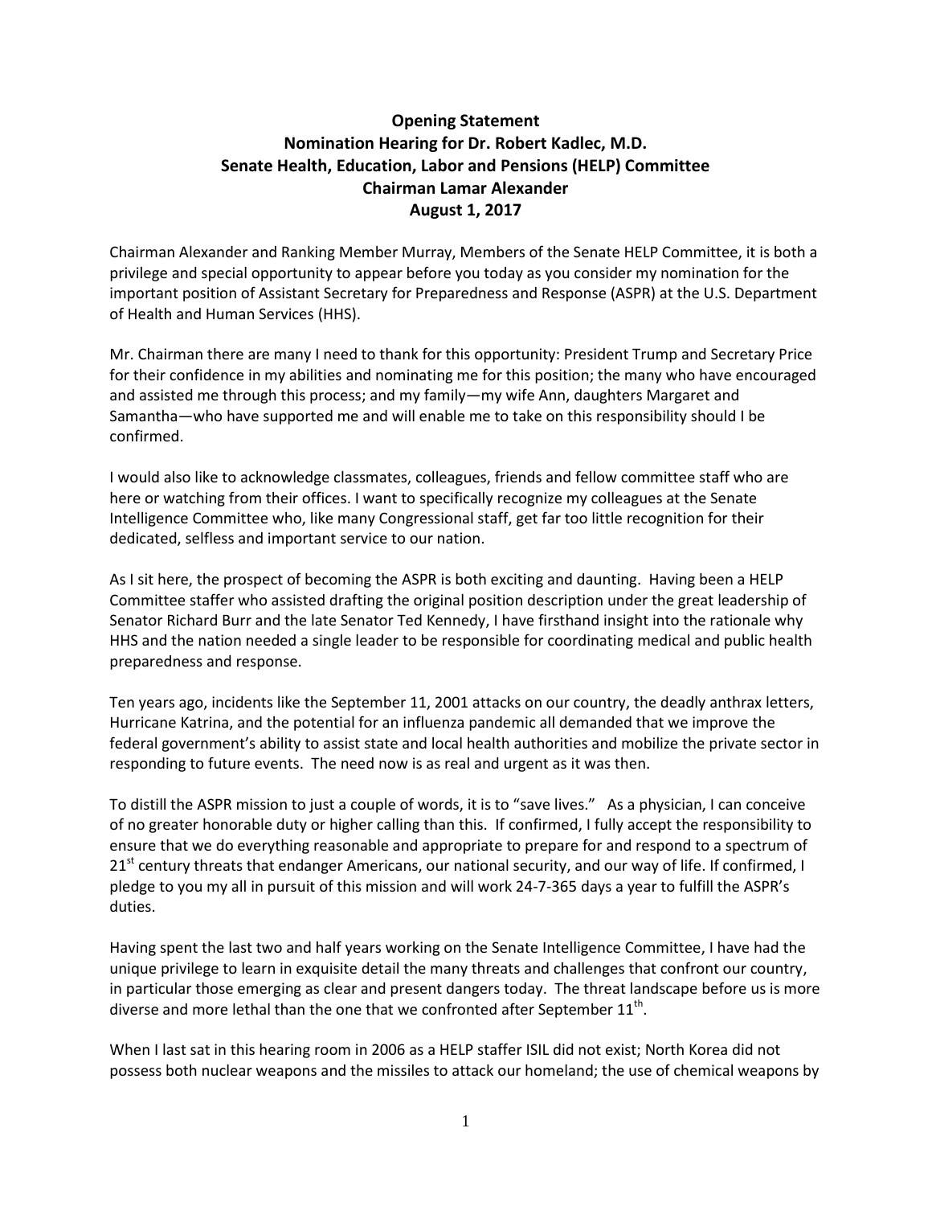# Opening Statement
# Nomination Hearing for Dr. Robert Kadlec, M.D.
# Senate Health, Education, Labor and Pensions (HELP) Committee
# Chairman Lamar Alexander
# August 1, 2017

Chairman Alexander and Ranking Member Murray, Members of the Senate HELP Committee, it is both a privilege and special opportunity to appear before you today as you consider my nomination for the important position of Assistant Secretary for Preparedness and Response (ASPR) at the U.S. Department of Health and Human Services (HHS).

Mr. Chairman there are many I need to thank for this opportunity: President Trump and Secretary Price for their confidence in my abilities and nominating me for this position; the many who have encouraged and assisted me through this process; and my family—my wife Ann, daughters Margaret and Samantha—who have supported me and will enable me to take on this responsibility should I be confirmed.

I would also like to acknowledge classmates, colleagues, friends and fellow committee staff who are here or watching from their offices. I want to specifically recognize my colleagues at the Senate Intelligence Committee who, like many Congressional staff, get far too little recognition for their dedicated, selfless and important service to our nation.

As I sit here, the prospect of becoming the ASPR is both exciting and daunting. Having been a HELP Committee staffer who assisted drafting the original position description under the great leadership of Senator Richard Burr and the late Senator Ted Kennedy, I have firsthand insight into the rationale why HHS and the nation needed a single leader to be responsible for coordinating medical and public health preparedness and response.

Ten years ago, incidents like the September 11, 2001 attacks on our country, the deadly anthrax letters, Hurricane Katrina, and the potential for an influenza pandemic all demanded that we improve the federal government's ability to assist state and local health authorities and mobilize the private sector in responding to future events. The need now is as real and urgent as it was then.

To distill the ASPR mission to just a couple of words, it is to "save lives." As a physician, I can conceive of no greater honorable duty or higher calling than this. If confirmed, I fully accept the responsibility to ensure that we do everything reasonable and appropriate to prepare for and respond to a spectrum of 21st century threats that endanger Americans, our national security, and our way of life. If confirmed, I pledge to you my all in pursuit of this mission and will work 24-7-365 days a year to fulfill the ASPR's duties.

Having spent the last two and half years working on the Senate Intelligence Committee, I have had the unique privilege to learn in exquisite detail the many threats and challenges that confront our country, in particular those emerging as clear and present dangers today. The threat landscape before us is more diverse and more lethal than the one that we confronted after September 11th.

When I last sat in this hearing room in 2006 as a HELP staffer ISIL did not exist; North Korea did not possess both nuclear weapons and the missiles to attack our homeland; the use of chemical weapons by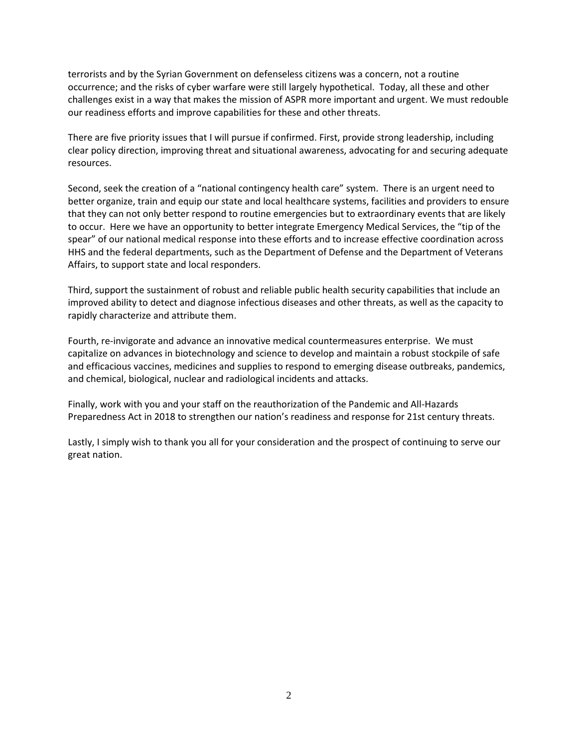terrorists and by the Syrian Government on defenseless citizens was a concern, not a routine occurrence; and the risks of cyber warfare were still largely hypothetical. Today, all these and other challenges exist in a way that makes the mission of ASPR more important and urgent. We must redouble our readiness efforts and improve capabilities for these and other threats.

There are five priority issues that I will pursue if confirmed. First, provide strong leadership, including clear policy direction, improving threat and situational awareness, advocating for and securing adequate resources.

Second, seek the creation of a "national contingency health care" system. There is an urgent need to better organize, train and equip our state and local healthcare systems, facilities and providers to ensure that they can not only better respond to routine emergencies but to extraordinary events that are likely to occur. Here we have an opportunity to better integrate Emergency Medical Services, the "tip of the spear" of our national medical response into these efforts and to increase effective coordination across HHS and the federal departments, such as the Department of Defense and the Department of Veterans Affairs, to support state and local responders.

Third, support the sustainment of robust and reliable public health security capabilities that include an improved ability to detect and diagnose infectious diseases and other threats, as well as the capacity to rapidly characterize and attribute them.

Fourth, re-invigorate and advance an innovative medical countermeasures enterprise. We must capitalize on advances in biotechnology and science to develop and maintain a robust stockpile of safe and efficacious vaccines, medicines and supplies to respond to emerging disease outbreaks, pandemics, and chemical, biological, nuclear and radiological incidents and attacks.

Finally, work with you and your staff on the reauthorization of the Pandemic and All-Hazards Preparedness Act in 2018 to strengthen our nation's readiness and response for 21st century threats.

Lastly, I simply wish to thank you all for your consideration and the prospect of continuing to serve our great nation.